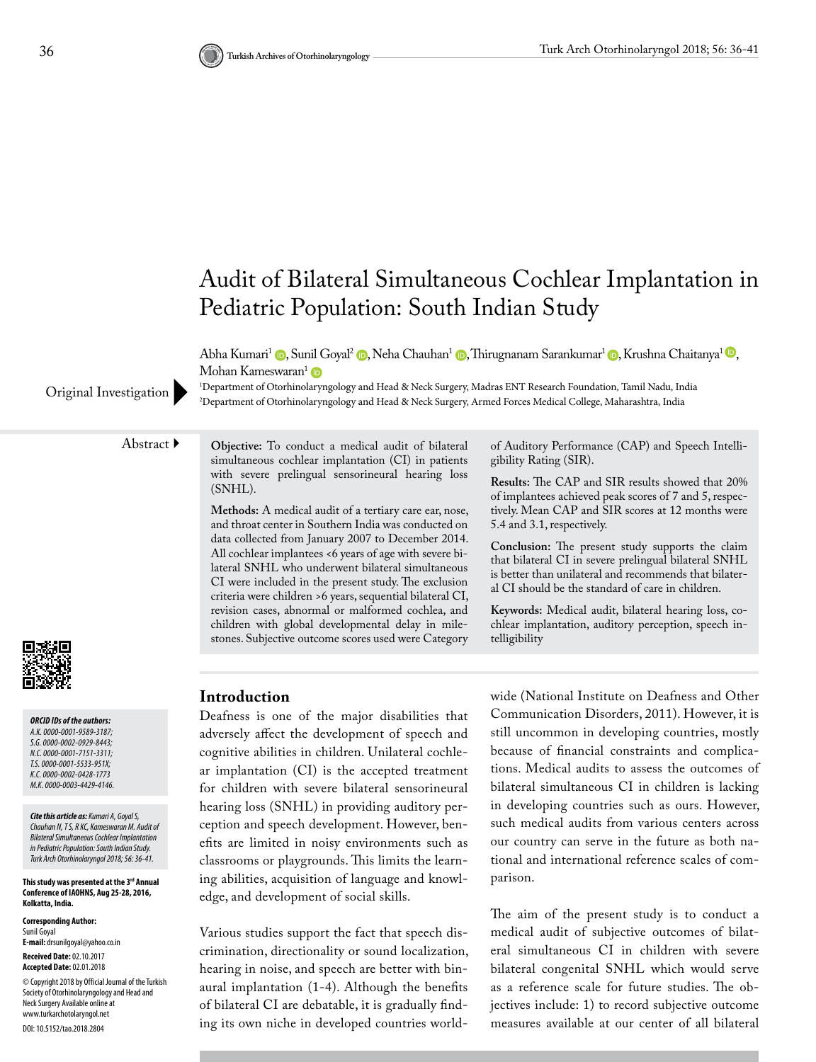# Audit of Bilateral Simultaneous Cochlear Implantation in Pediatric Population: South Indian Study

Abha Kumari[1], Sunil Goyal[2], Neha Chauhan[1], Thirugnanam Sarankumar[1], Krushna Chaitanya[1], Mohan Kameswaran[1]

[1]Department of Otorhinolaryngology and Head & Neck Surgery, Madras ENT Research Foundation, Tamil Nadu, India
[2]Department of Otorhinolaryngology and Head & Neck Surgery, Armed Forces Medical College, Maharashtra, India

Original Investigation

## Abstract

**Objective:** To conduct a medical audit of bilateral simultaneous cochlear implantation (CI) in patients with severe prelingual sensorineural hearing loss (SNHL).

**Methods:** A medical audit of a tertiary care ear, nose, and throat center in Southern India was conducted on data collected from January 2007 to December 2014. All cochlear implantees <6 years of age with severe bilateral SNHL who underwent bilateral simultaneous CI were included in the present study. The exclusion criteria were children >6 years, sequential bilateral CI, revision cases, abnormal or malformed cochlea, and children with global developmental delay in milestones. Subjective outcome scores used were Category of Auditory Performance (CAP) and Speech Intelligibility Rating (SIR).

**Results:** The CAP and SIR results showed that 20% of implantees achieved peak scores of 7 and 5, respectively. Mean CAP and SIR scores at 12 months were 5.4 and 3.1, respectively.

**Conclusion:** The present study supports the claim that bilateral CI in severe prelingual bilateral SNHL is better than unilateral and recommends that bilateral CI should be the standard of care in children.

**Keywords:** Medical audit, bilateral hearing loss, cochlear implantation, auditory perception, speech intelligibility

*ORCID IDs of the authors:*
*A.K. 0000-0001-9589-3187;*
*S.G. 0000-0002-0929-8443;*
*N.C. 0000-0001-7151-3311;*
*T.S. 0000-0001-5533-951X;*
*K.C. 0000-0002-0428-1773*
*M.K. 0000-0003-4429-4146.*

***Cite this article as:*** *Kumari A, Goyal S, Chauhan N, T S, R KC, Kameswaran M. Audit of Bilateral Simultaneous Cochlear Implantation in Pediatric Population: South Indian Study. Turk Arch Otorhinolaryngol 2018; 56: 36-41.*

**This study was presented at the 3rd Annual Conference of IAOHNS, Aug 25-28, 2016, Kolkatta, India.**

**Corresponding Author:**
Sunil Goyal
**E-mail:** drsunilgoyal@yahoo.co.in

**Received Date:** 02.10.2017
**Accepted Date:** 02.01.2018

© Copyright 2018 by Official Journal of the Turkish Society of Otorhinolaryngology and Head and Neck Surgery Available online at www.turkarchotolaryngol.net

DOI: 10.5152/tao.2018.2804

## Introduction

Deafness is one of the major disabilities that adversely affect the development of speech and cognitive abilities in children. Unilateral cochlear implantation (CI) is the accepted treatment for children with severe bilateral sensorineural hearing loss (SNHL) in providing auditory perception and speech development. However, benefits are limited in noisy environments such as classrooms or playgrounds. This limits the learning abilities, acquisition of language and knowledge, and development of social skills.

Various studies support the fact that speech discrimination, directionality or sound localization, hearing in noise, and speech are better with binaural implantation (1-4). Although the benefits of bilateral CI are debatable, it is gradually finding its own niche in developed countries worldwide (National Institute on Deafness and Other Communication Disorders, 2011). However, it is still uncommon in developing countries, mostly because of financial constraints and complications. Medical audits to assess the outcomes of bilateral simultaneous CI in children is lacking in developing countries such as ours. However, such medical audits from various centers across our country can serve in the future as both national and international reference scales of comparison.

The aim of the present study is to conduct a medical audit of subjective outcomes of bilateral simultaneous CI in children with severe bilateral congenital SNHL which would serve as a reference scale for future studies. The objectives include: 1) to record subjective outcome measures available at our center of all bilateral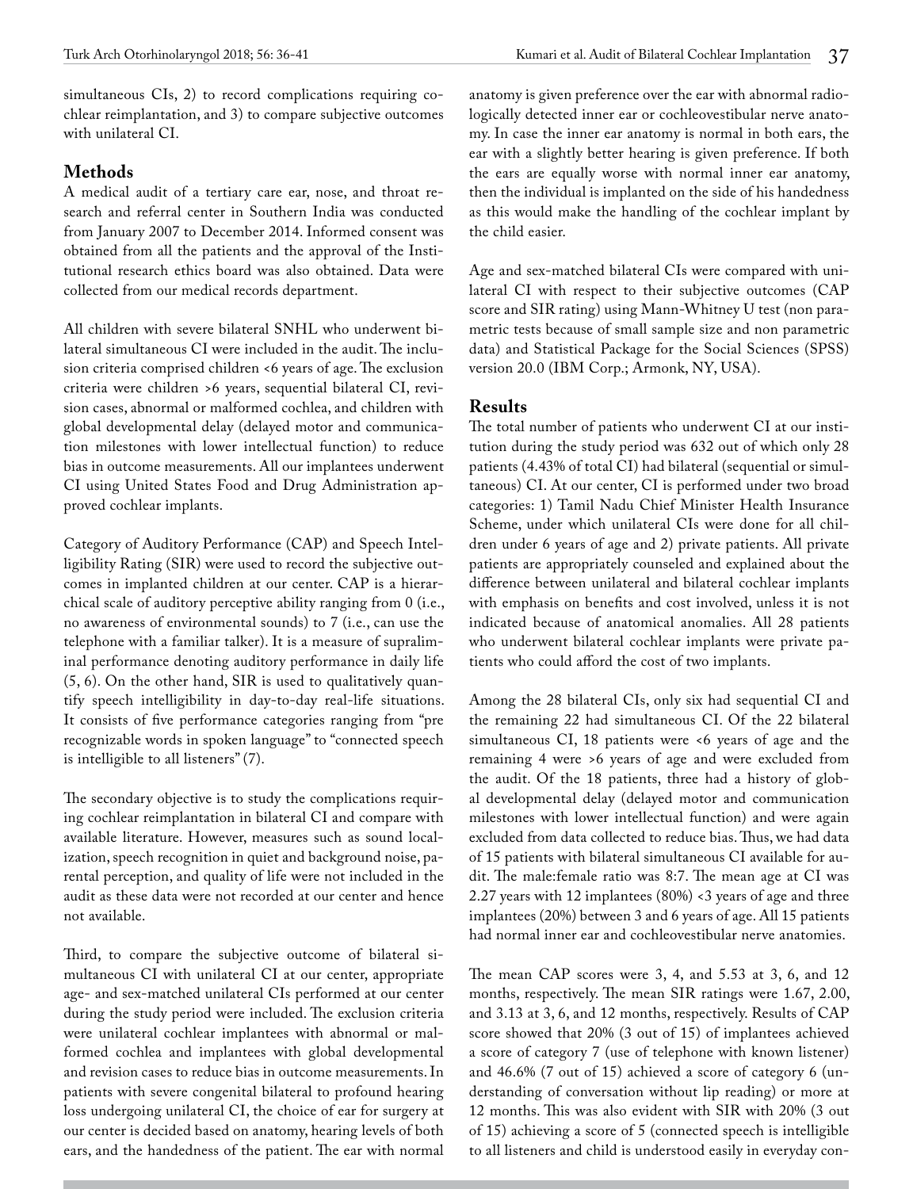simultaneous CIs, 2) to record complications requiring cochlear reimplantation, and 3) to compare subjective outcomes with unilateral CI.

## Methods

A medical audit of a tertiary care ear, nose, and throat research and referral center in Southern India was conducted from January 2007 to December 2014. Informed consent was obtained from all the patients and the approval of the Institutional research ethics board was also obtained. Data were collected from our medical records department.

All children with severe bilateral SNHL who underwent bilateral simultaneous CI were included in the audit. The inclusion criteria comprised children <6 years of age. The exclusion criteria were children >6 years, sequential bilateral CI, revision cases, abnormal or malformed cochlea, and children with global developmental delay (delayed motor and communication milestones with lower intellectual function) to reduce bias in outcome measurements. All our implantees underwent CI using United States Food and Drug Administration approved cochlear implants.

Category of Auditory Performance (CAP) and Speech Intelligibility Rating (SIR) were used to record the subjective outcomes in implanted children at our center. CAP is a hierarchical scale of auditory perceptive ability ranging from 0 (i.e., no awareness of environmental sounds) to 7 (i.e., can use the telephone with a familiar talker). It is a measure of supraliminal performance denoting auditory performance in daily life (5, 6). On the other hand, SIR is used to qualitatively quantify speech intelligibility in day-to-day real-life situations. It consists of five performance categories ranging from "pre recognizable words in spoken language" to "connected speech is intelligible to all listeners" (7).

The secondary objective is to study the complications requiring cochlear reimplantation in bilateral CI and compare with available literature. However, measures such as sound localization, speech recognition in quiet and background noise, parental perception, and quality of life were not included in the audit as these data were not recorded at our center and hence not available.

Third, to compare the subjective outcome of bilateral simultaneous CI with unilateral CI at our center, appropriate age- and sex-matched unilateral CIs performed at our center during the study period were included. The exclusion criteria were unilateral cochlear implantees with abnormal or malformed cochlea and implantees with global developmental and revision cases to reduce bias in outcome measurements. In patients with severe congenital bilateral to profound hearing loss undergoing unilateral CI, the choice of ear for surgery at our center is decided based on anatomy, hearing levels of both ears, and the handedness of the patient. The ear with normal anatomy is given preference over the ear with abnormal radiologically detected inner ear or cochleovestibular nerve anatomy. In case the inner ear anatomy is normal in both ears, the ear with a slightly better hearing is given preference. If both the ears are equally worse with normal inner ear anatomy, then the individual is implanted on the side of his handedness as this would make the handling of the cochlear implant by the child easier.

Age and sex-matched bilateral CIs were compared with unilateral CI with respect to their subjective outcomes (CAP score and SIR rating) using Mann-Whitney U test (non parametric tests because of small sample size and non parametric data) and Statistical Package for the Social Sciences (SPSS) version 20.0 (IBM Corp.; Armonk, NY, USA).

## Results

The total number of patients who underwent CI at our institution during the study period was 632 out of which only 28 patients (4.43% of total CI) had bilateral (sequential or simultaneous) CI. At our center, CI is performed under two broad categories: 1) Tamil Nadu Chief Minister Health Insurance Scheme, under which unilateral CIs were done for all children under 6 years of age and 2) private patients. All private patients are appropriately counseled and explained about the difference between unilateral and bilateral cochlear implants with emphasis on benefits and cost involved, unless it is not indicated because of anatomical anomalies. All 28 patients who underwent bilateral cochlear implants were private patients who could afford the cost of two implants.

Among the 28 bilateral CIs, only six had sequential CI and the remaining 22 had simultaneous CI. Of the 22 bilateral simultaneous CI, 18 patients were <6 years of age and the remaining 4 were >6 years of age and were excluded from the audit. Of the 18 patients, three had a history of global developmental delay (delayed motor and communication milestones with lower intellectual function) and were again excluded from data collected to reduce bias. Thus, we had data of 15 patients with bilateral simultaneous CI available for audit. The male:female ratio was 8:7. The mean age at CI was 2.27 years with 12 implantees (80%) <3 years of age and three implantees (20%) between 3 and 6 years of age. All 15 patients had normal inner ear and cochleovestibular nerve anatomies.

The mean CAP scores were 3, 4, and 5.53 at 3, 6, and 12 months, respectively. The mean SIR ratings were 1.67, 2.00, and 3.13 at 3, 6, and 12 months, respectively. Results of CAP score showed that 20% (3 out of 15) of implantees achieved a score of category 7 (use of telephone with known listener) and 46.6% (7 out of 15) achieved a score of category 6 (understanding of conversation without lip reading) or more at 12 months. This was also evident with SIR with 20% (3 out of 15) achieving a score of 5 (connected speech is intelligible to all listeners and child is understood easily in everyday con-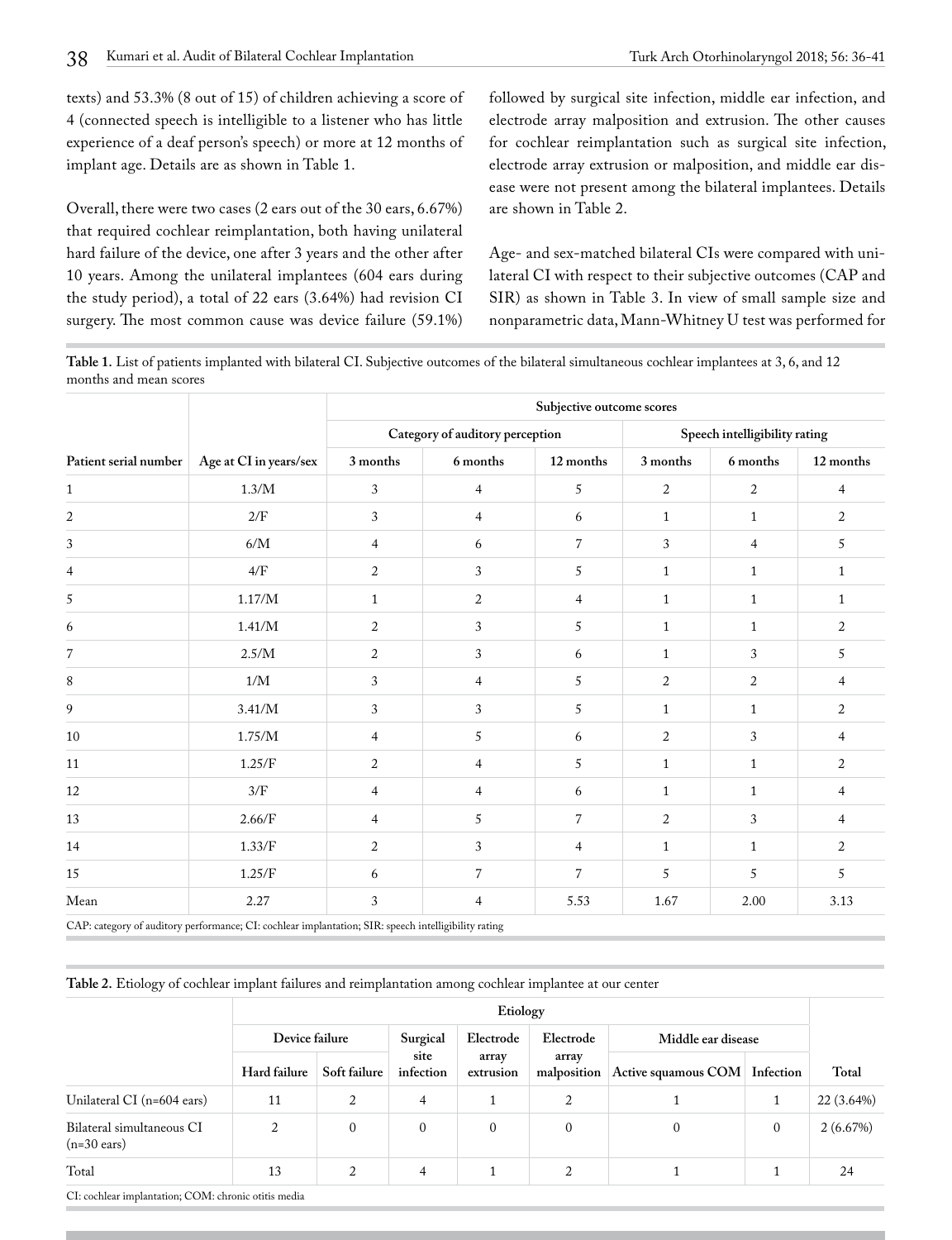texts) and 53.3% (8 out of 15) of children achieving a score of 4 (connected speech is intelligible to a listener who has little experience of a deaf person's speech) or more at 12 months of implant age. Details are as shown in Table 1.

Overall, there were two cases (2 ears out of the 30 ears, 6.67%) that required cochlear reimplantation, both having unilateral hard failure of the device, one after 3 years and the other after 10 years. Among the unilateral implantees (604 ears during the study period), a total of 22 ears (3.64%) had revision CI surgery. The most common cause was device failure (59.1%) followed by surgical site infection, middle ear infection, and electrode array malposition and extrusion. The other causes for cochlear reimplantation such as surgical site infection, electrode array extrusion or malposition, and middle ear disease were not present among the bilateral implantees. Details are shown in Table 2.

Age- and sex-matched bilateral CIs were compared with unilateral CI with respect to their subjective outcomes (CAP and SIR) as shown in Table 3. In view of small sample size and nonparametric data, Mann-Whitney U test was performed for

**Table 1.** List of patients implanted with bilateral CI. Subjective outcomes of the bilateral simultaneous cochlear implantees at 3, 6, and 12 months and mean scores

| | | Subjective outcome scores | | | | | |
|---|---|---|---|---|---|---|---|
| | | Category of auditory perception | | | Speech intelligibility rating | | |
| Patient serial number | Age at CI in years/sex | 3 months | 6 months | 12 months | 3 months | 6 months | 12 months |
| 1 | 1.3/M | 3 | 4 | 5 | 2 | 2 | 4 |
| 2 | 2/F | 3 | 4 | 6 | 1 | 1 | 2 |
| 3 | 6/M | 4 | 6 | 7 | 3 | 4 | 5 |
| 4 | 4/F | 2 | 3 | 5 | 1 | 1 | 1 |
| 5 | 1.17/M | 1 | 2 | 4 | 1 | 1 | 1 |
| 6 | 1.41/M | 2 | 3 | 5 | 1 | 1 | 2 |
| 7 | 2.5/M | 2 | 3 | 6 | 1 | 3 | 5 |
| 8 | 1/M | 3 | 4 | 5 | 2 | 2 | 4 |
| 9 | 3.41/M | 3 | 3 | 5 | 1 | 1 | 2 |
| 10 | 1.75/M | 4 | 5 | 6 | 2 | 3 | 4 |
| 11 | 1.25/F | 2 | 4 | 5 | 1 | 1 | 2 |
| 12 | 3/F | 4 | 4 | 6 | 1 | 1 | 4 |
| 13 | 2.66/F | 4 | 5 | 7 | 2 | 3 | 4 |
| 14 | 1.33/F | 2 | 3 | 4 | 1 | 1 | 2 |
| 15 | 1.25/F | 6 | 7 | 7 | 5 | 5 | 5 |
| Mean | 2.27 | 3 | 4 | 5.53 | 1.67 | 2.00 | 3.13 |

CAP: category of auditory performance; CI: cochlear implantation; SIR: speech intelligibility rating

**Table 2.** Etiology of cochlear implant failures and reimplantation among cochlear implantee at our center

| | Etiology | | | | | | | |
|---|---|---|---|---|---|---|---|---|
| | Device failure | | Surgical site infection | Electrode array extrusion | Electrode array malposition | Middle ear disease | | |
| | Hard failure | Soft failure | | | | Active squamous COM | Infection | Total |
| Unilateral CI (n=604 ears) | 11 | 2 | 4 | 1 | 2 | 1 | 1 | 22 (3.64%) |
| Bilateral simultaneous CI (n=30 ears) | 2 | 0 | 0 | 0 | 0 | 0 | 0 | 2 (6.67%) |
| Total | 13 | 2 | 4 | 1 | 2 | 1 | 1 | 24 |

CI: cochlear implantation; COM: chronic otitis media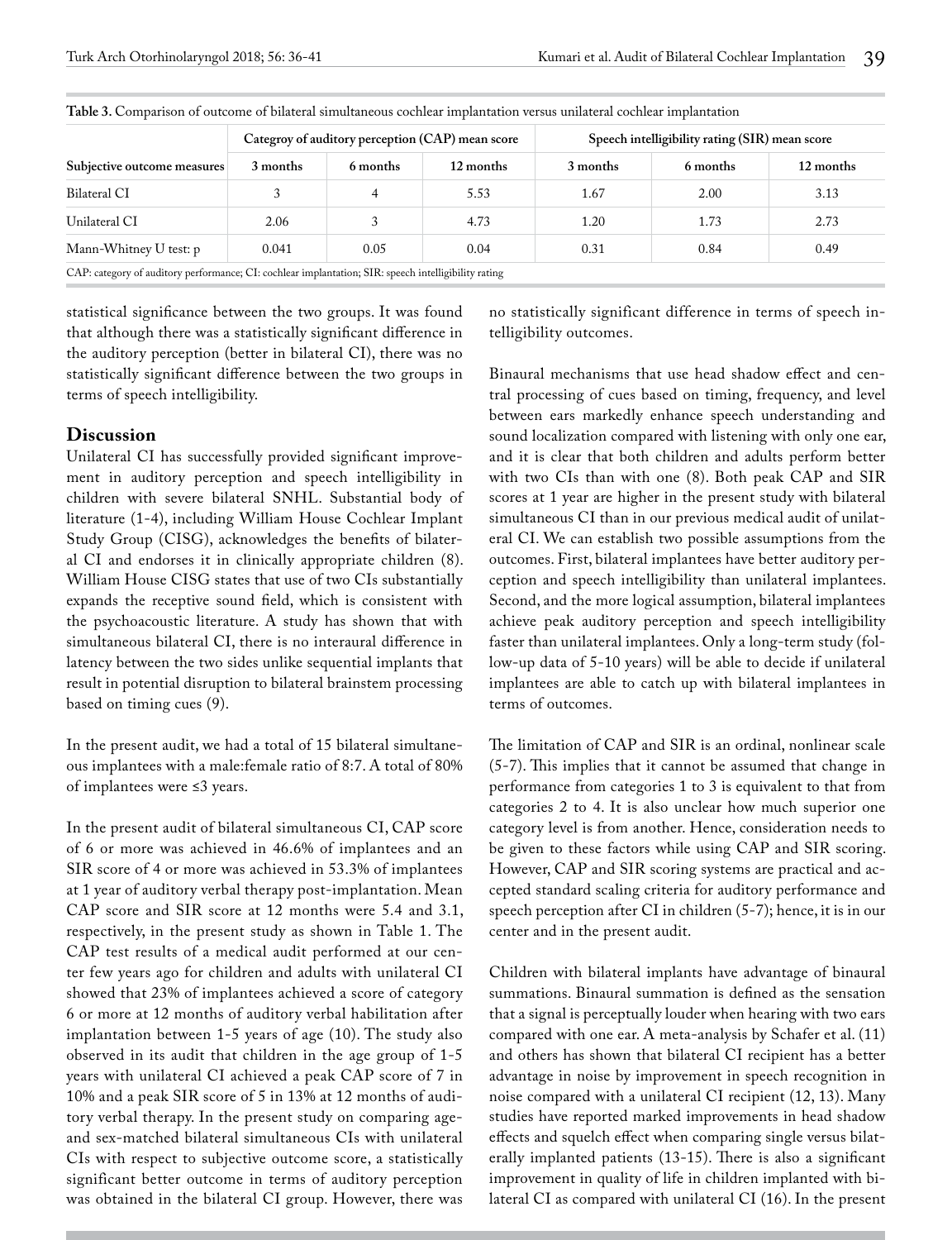**Table 3.** Comparison of outcome of bilateral simultaneous cochlear implantation versus unilateral cochlear implantation

| | Categroy of auditory perception (CAP) mean score | | | Speech intelligibility rating (SIR) mean score | | |
|---|---|---|---|---|---|---|
| Subjective outcome measures | 3 months | 6 months | 12 months | 3 months | 6 months | 12 months |
| Bilateral CI | 3 | 4 | 5.53 | 1.67 | 2.00 | 3.13 |
| Unilateral CI | 2.06 | 3 | 4.73 | 1.20 | 1.73 | 2.73 |
| Mann-Whitney U test: p | 0.041 | 0.05 | 0.04 | 0.31 | 0.84 | 0.49 |

CAP: category of auditory performance; CI: cochlear implantation; SIR: speech intelligibility rating

statistical significance between the two groups. It was found that although there was a statistically significant difference in the auditory perception (better in bilateral CI), there was no statistically significant difference between the two groups in terms of speech intelligibility.

## Discussion

Unilateral CI has successfully provided significant improvement in auditory perception and speech intelligibility in children with severe bilateral SNHL. Substantial body of literature (1-4), including William House Cochlear Implant Study Group (CISG), acknowledges the benefits of bilateral CI and endorses it in clinically appropriate children (8). William House CISG states that use of two CIs substantially expands the receptive sound field, which is consistent with the psychoacoustic literature. A study has shown that with simultaneous bilateral CI, there is no interaural difference in latency between the two sides unlike sequential implants that result in potential disruption to bilateral brainstem processing based on timing cues (9).

In the present audit, we had a total of 15 bilateral simultaneous implantees with a male:female ratio of 8:7. A total of 80% of implantees were ≤3 years.

In the present audit of bilateral simultaneous CI, CAP score of 6 or more was achieved in 46.6% of implantees and an SIR score of 4 or more was achieved in 53.3% of implantees at 1 year of auditory verbal therapy post-implantation. Mean CAP score and SIR score at 12 months were 5.4 and 3.1, respectively, in the present study as shown in Table 1. The CAP test results of a medical audit performed at our center few years ago for children and adults with unilateral CI showed that 23% of implantees achieved a score of category 6 or more at 12 months of auditory verbal habilitation after implantation between 1-5 years of age (10). The study also observed in its audit that children in the age group of 1-5 years with unilateral CI achieved a peak CAP score of 7 in 10% and a peak SIR score of 5 in 13% at 12 months of auditory verbal therapy. In the present study on comparing age- and sex-matched bilateral simultaneous CIs with unilateral CIs with respect to subjective outcome score, a statistically significant better outcome in terms of auditory perception was obtained in the bilateral CI group. However, there was no statistically significant difference in terms of speech intelligibility outcomes.

Binaural mechanisms that use head shadow effect and central processing of cues based on timing, frequency, and level between ears markedly enhance speech understanding and sound localization compared with listening with only one ear, and it is clear that both children and adults perform better with two CIs than with one (8). Both peak CAP and SIR scores at 1 year are higher in the present study with bilateral simultaneous CI than in our previous medical audit of unilateral CI. We can establish two possible assumptions from the outcomes. First, bilateral implantees have better auditory perception and speech intelligibility than unilateral implantees. Second, and the more logical assumption, bilateral implantees achieve peak auditory perception and speech intelligibility faster than unilateral implantees. Only a long-term study (follow-up data of 5-10 years) will be able to decide if unilateral implantees are able to catch up with bilateral implantees in terms of outcomes.

The limitation of CAP and SIR is an ordinal, nonlinear scale (5-7). This implies that it cannot be assumed that change in performance from categories 1 to 3 is equivalent to that from categories 2 to 4. It is also unclear how much superior one category level is from another. Hence, consideration needs to be given to these factors while using CAP and SIR scoring. However, CAP and SIR scoring systems are practical and accepted standard scaling criteria for auditory performance and speech perception after CI in children (5-7); hence, it is in our center and in the present audit.

Children with bilateral implants have advantage of binaural summations. Binaural summation is defined as the sensation that a signal is perceptually louder when hearing with two ears compared with one ear. A meta-analysis by Schafer et al. (11) and others has shown that bilateral CI recipient has a better advantage in noise by improvement in speech recognition in noise compared with a unilateral CI recipient (12, 13). Many studies have reported marked improvements in head shadow effects and squelch effect when comparing single versus bilaterally implanted patients (13-15). There is also a significant improvement in quality of life in children implanted with bilateral CI as compared with unilateral CI (16). In the present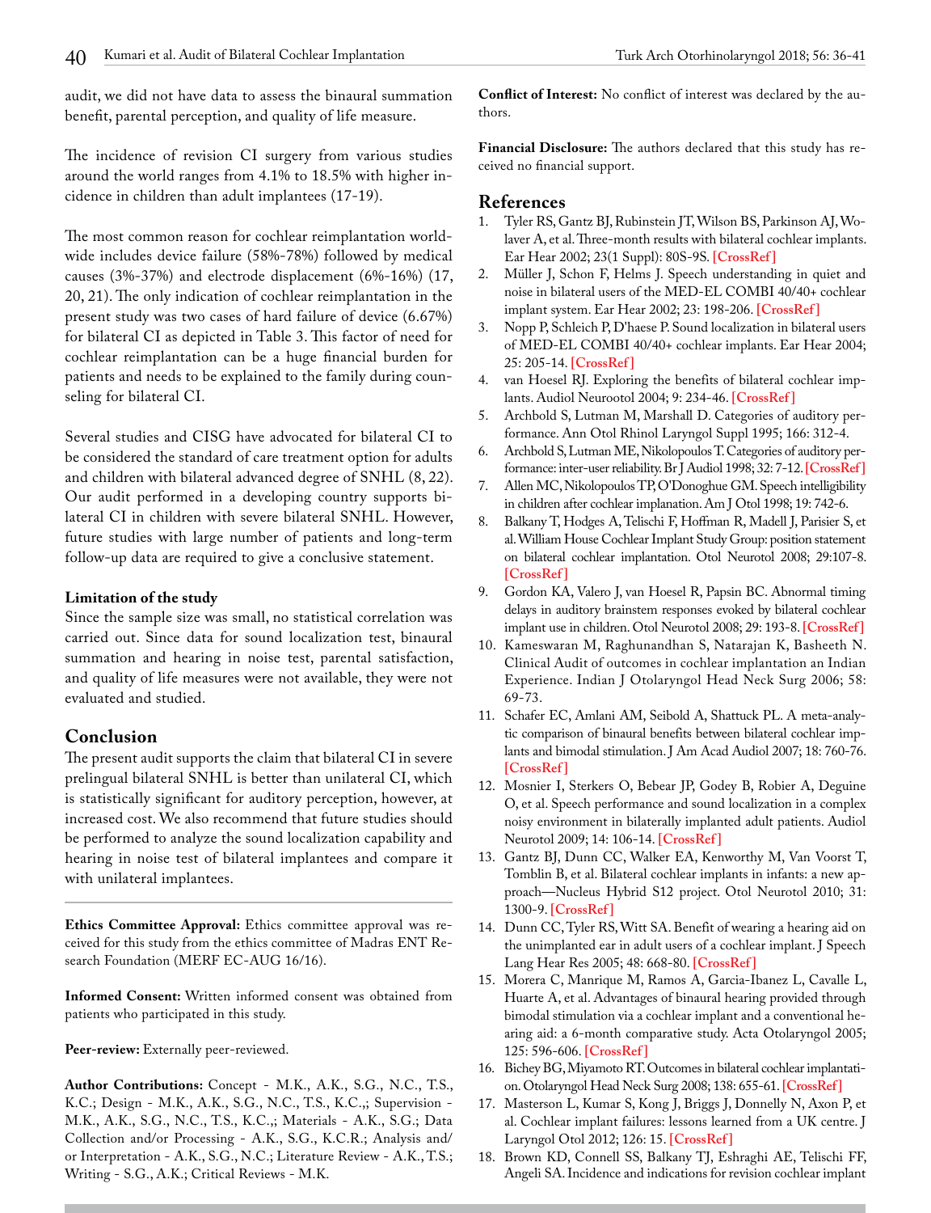audit, we did not have data to assess the binaural summation benefit, parental perception, and quality of life measure.

The incidence of revision CI surgery from various studies around the world ranges from 4.1% to 18.5% with higher incidence in children than adult implantees (17-19).

The most common reason for cochlear reimplantation worldwide includes device failure (58%-78%) followed by medical causes (3%-37%) and electrode displacement (6%-16%) (17, 20, 21). The only indication of cochlear reimplantation in the present study was two cases of hard failure of device (6.67%) for bilateral CI as depicted in Table 3. This factor of need for cochlear reimplantation can be a huge financial burden for patients and needs to be explained to the family during counseling for bilateral CI.

Several studies and CISG have advocated for bilateral CI to be considered the standard of care treatment option for adults and children with bilateral advanced degree of SNHL (8, 22). Our audit performed in a developing country supports bilateral CI in children with severe bilateral SNHL. However, future studies with large number of patients and long-term follow-up data are required to give a conclusive statement.

**Limitation of the study**

Since the sample size was small, no statistical correlation was carried out. Since data for sound localization test, binaural summation and hearing in noise test, parental satisfaction, and quality of life measures were not available, they were not evaluated and studied.

## Conclusion

The present audit supports the claim that bilateral CI in severe prelingual bilateral SNHL is better than unilateral CI, which is statistically significant for auditory perception, however, at increased cost. We also recommend that future studies should be performed to analyze the sound localization capability and hearing in noise test of bilateral implantees and compare it with unilateral implantees.

---

**Ethics Committee Approval:** Ethics committee approval was received for this study from the ethics committee of Madras ENT Research Foundation (MERF EC-AUG 16/16).

**Informed Consent:** Written informed consent was obtained from patients who participated in this study.

**Peer-review:** Externally peer-reviewed.

**Author Contributions:** Concept - M.K., A.K., S.G., N.C., T.S., K.C.; Design - M.K., A.K., S.G., N.C., T.S., K.C.,; Supervision - M.K., A.K., S.G., N.C., T.S., K.C.,; Materials - A.K., S.G.; Data Collection and/or Processing - A.K., S.G., K.C.R.; Analysis and/or Interpretation - A.K., S.G., N.C.; Literature Review - A.K., T.S.; Writing - S.G., A.K.; Critical Reviews - M.K.

**Conflict of Interest:** No conflict of interest was declared by the authors.

**Financial Disclosure:** The authors declared that this study has received no financial support.

## References

1. Tyler RS, Gantz BJ, Rubinstein JT, Wilson BS, Parkinson AJ, Wolaver A, et al. Three-month results with bilateral cochlear implants. Ear Hear 2002; 23(1 Suppl): 80S-9S. [CrossRef]
2. Müller J, Schon F, Helms J. Speech understanding in quiet and noise in bilateral users of the MED-EL COMBI 40/40+ cochlear implant system. Ear Hear 2002; 23: 198-206. [CrossRef]
3. Nopp P, Schleich P, D'haese P. Sound localization in bilateral users of MED-EL COMBI 40/40+ cochlear implants. Ear Hear 2004; 25: 205-14. [CrossRef]
4. van Hoesel RJ. Exploring the benefits of bilateral cochlear implants. Audiol Neurootol 2004; 9: 234-46. [CrossRef]
5. Archbold S, Lutman M, Marshall D. Categories of auditory performance. Ann Otol Rhinol Laryngol Suppl 1995; 166: 312-4.
6. Archbold S, Lutman ME, Nikolopoulos T. Categories of auditory performance: inter-user reliability. Br J Audiol 1998; 32: 7-12. [CrossRef]
7. Allen MC, Nikolopoulos TP, O'Donoghue GM. Speech intelligibility in children after cochlear implanation. Am J Otol 1998; 19: 742-6.
8. Balkany T, Hodges A, Telischi F, Hoffman R, Madell J, Parisier S, et al. William House Cochlear Implant Study Group: position statement on bilateral cochlear implantation. Otol Neurotol 2008; 29:107-8. [CrossRef]
9. Gordon KA, Valero J, van Hoesel R, Papsin BC. Abnormal timing delays in auditory brainstem responses evoked by bilateral cochlear implant use in children. Otol Neurotol 2008; 29: 193-8. [CrossRef]
10. Kameswaran M, Raghunandhan S, Natarajan K, Basheeth N. Clinical Audit of outcomes in cochlear implantation an Indian Experience. Indian J Otolaryngol Head Neck Surg 2006; 58: 69-73.
11. Schafer EC, Amlani AM, Seibold A, Shattuck PL. A meta-analytic comparison of binaural benefits between bilateral cochlear implants and bimodal stimulation. J Am Acad Audiol 2007; 18: 760-76. [CrossRef]
12. Mosnier I, Sterkers O, Bebear JP, Godey B, Robier A, Deguine O, et al. Speech performance and sound localization in a complex noisy environment in bilaterally implanted adult patients. Audiol Neurotol 2009; 14: 106-14. [CrossRef]
13. Gantz BJ, Dunn CC, Walker EA, Kenworthy M, Van Voorst T, Tomblin B, et al. Bilateral cochlear implants in infants: a new approach—Nucleus Hybrid S12 project. Otol Neurotol 2010; 31: 1300-9. [CrossRef]
14. Dunn CC, Tyler RS, Witt SA. Benefit of wearing a hearing aid on the unimplanted ear in adult users of a cochlear implant. J Speech Lang Hear Res 2005; 48: 668-80. [CrossRef]
15. Morera C, Manrique M, Ramos A, Garcia-Ibanez L, Cavalle L, Huarte A, et al. Advantages of binaural hearing provided through bimodal stimulation via a cochlear implant and a conventional hearing aid: a 6-month comparative study. Acta Otolaryngol 2005; 125: 596-606. [CrossRef]
16. Bichey BG, Miyamoto RT. Outcomes in bilateral cochlear implantation. Otolaryngol Head Neck Surg 2008; 138: 655-61. [CrossRef]
17. Masterson L, Kumar S, Kong J, Briggs J, Donnelly N, Axon P, et al. Cochlear implant failures: lessons learned from a UK centre. J Laryngol Otol 2012; 126: 15. [CrossRef]
18. Brown KD, Connell SS, Balkany TJ, Eshraghi AE, Telischi FF, Angeli SA. Incidence and indications for revision cochlear implant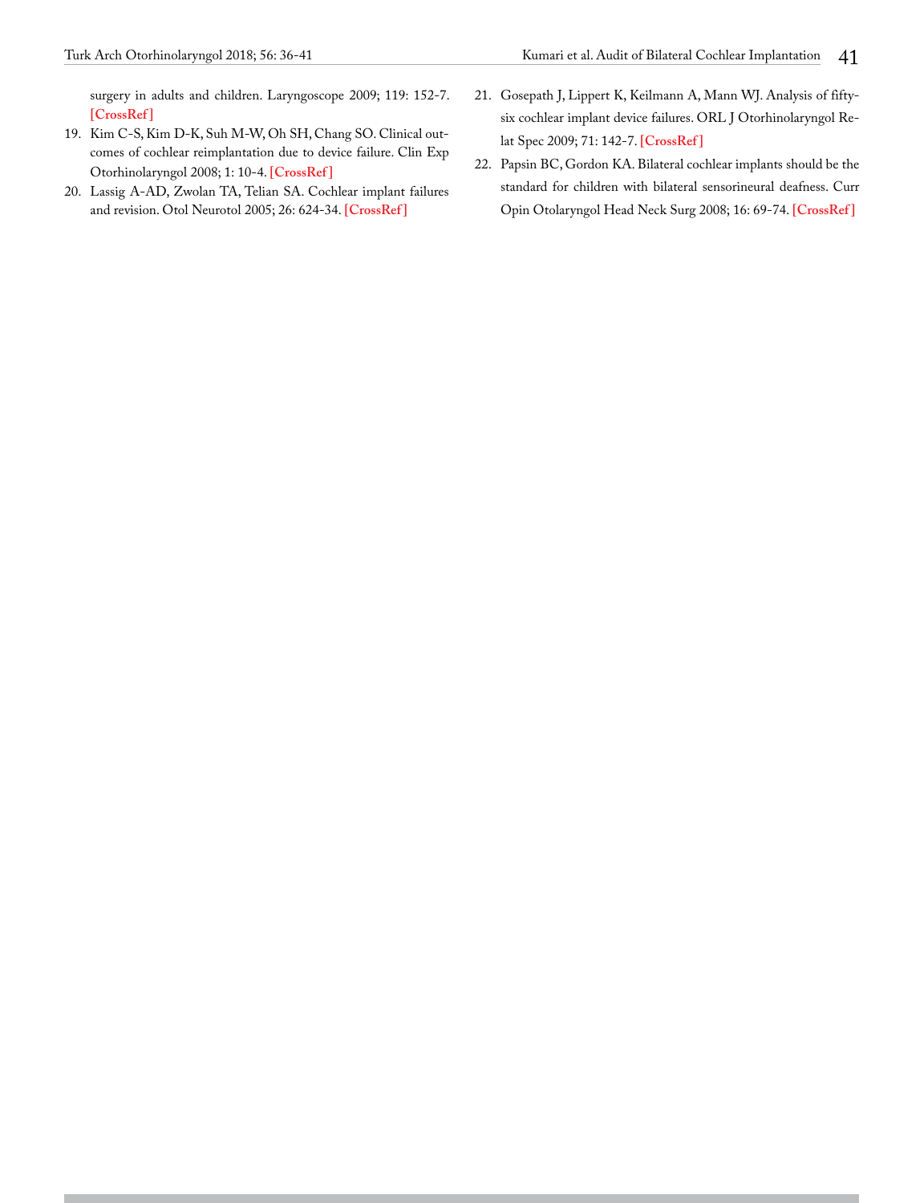surgery in adults and children. Laryngoscope 2009; 119: 152-7. [CrossRef]

19. Kim C-S, Kim D-K, Suh M-W, Oh SH, Chang SO. Clinical outcomes of cochlear reimplantation due to device failure. Clin Exp Otorhinolaryngol 2008; 1: 10-4. [CrossRef]
20. Lassig A-AD, Zwolan TA, Telian SA. Cochlear implant failures and revision. Otol Neurotol 2005; 26: 624-34. [CrossRef]
21. Gosepath J, Lippert K, Keilmann A, Mann WJ. Analysis of fifty-six cochlear implant device failures. ORL J Otorhinolaryngol Relat Spec 2009; 71: 142-7. [CrossRef]
22. Papsin BC, Gordon KA. Bilateral cochlear implants should be the standard for children with bilateral sensorineural deafness. Curr Opin Otolaryngol Head Neck Surg 2008; 16: 69-74. [CrossRef]